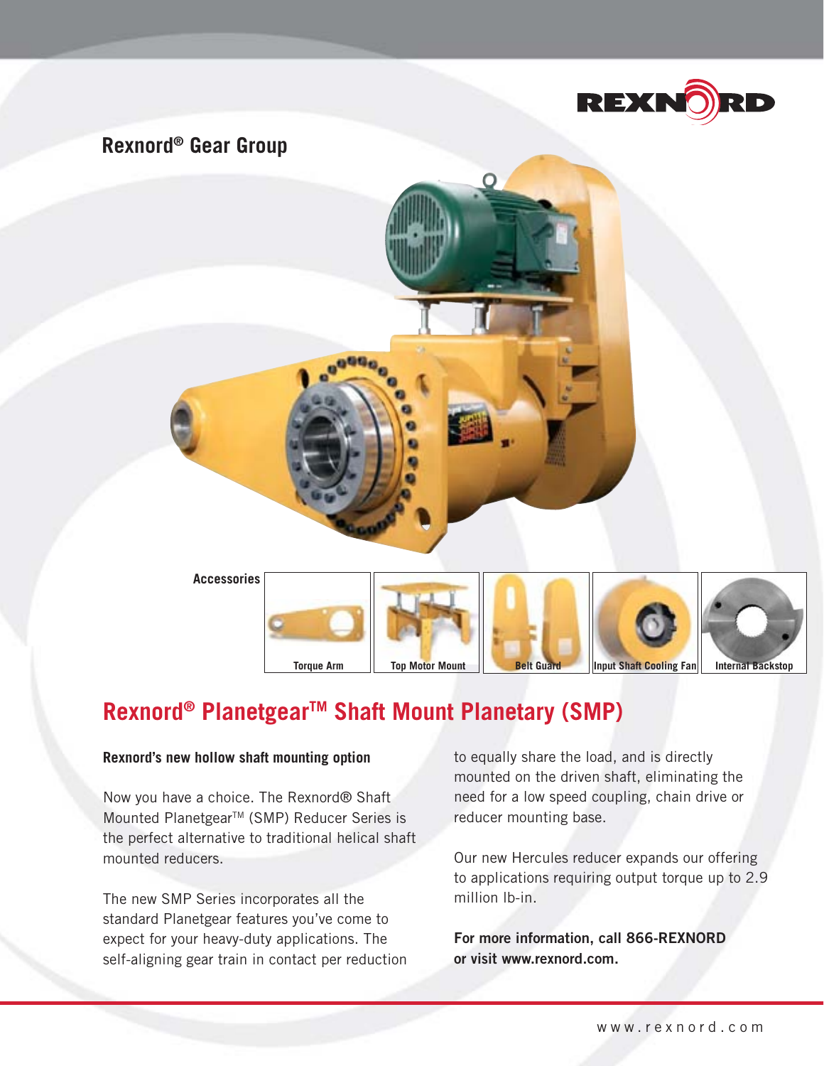Rexnord® Gear Group

Accessories

Torque Arm | Top Motor Mount | Belt Guard | Input Shaft Cooling Fan | Internal Backstop

# Rexnord® Planetgear™ Shaft Mount Planetary (SMP)

**Rexnord's new hollow shaft mounting option**

Now you have a choice. The Rexnord® Shaft Mounted Planetgear™ (SMP) Reducer Series is the perfect alternative to traditional helical shaft mounted reducers.

The new SMP Series incorporates all the standard Planetgear features you've come to expect for your heavy-duty applications. The self-aligning gear train in contact per reduction to equally share the load, and is directly mounted on the driven shaft, eliminating the need for a low speed coupling, chain drive or reducer mounting base.

Our new Hercules reducer expands our offering to applications requiring output torque up to 2.9 million lb-in.

**For more information, call 866-REXNORD or visit www.rexnord.com.**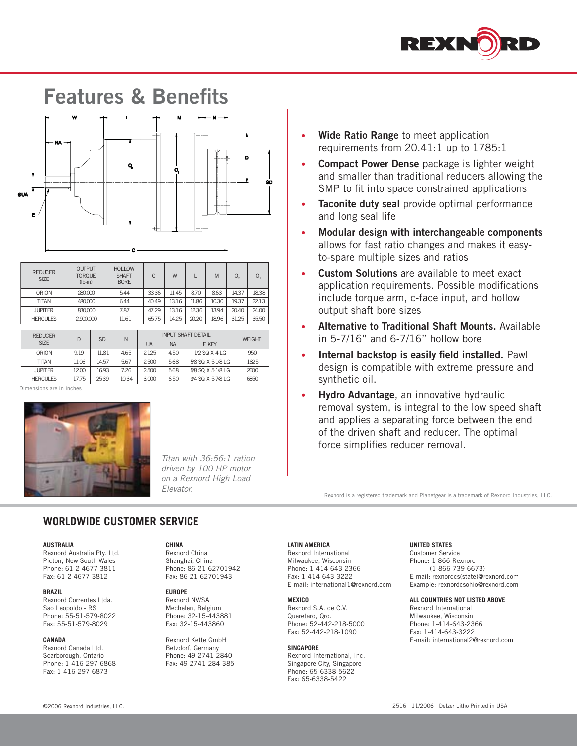# Features & Benefits

W L M N NA O2 O1 D SD ØUA E C

| REDUCER SIZE | OUTPUT TORQUE (lb-in) | HOLLOW SHAFT BORE | C | W | L | M | $O_2$ | $O_1$ |
|---|---|---|---|---|---|---|---|---|
| ORION | 280,000 | 5.44 | 33.36 | 11.45 | 8.70 | 8.63 | 14.37 | 18.38 |
| TITAN | 480,000 | 6.44 | 40.49 | 13.16 | 11.86 | 10.30 | 19.37 | 22.13 |
| JUPITER | 830,000 | 7.87 | 47.29 | 13.16 | 12.36 | 13.94 | 20.40 | 24.00 |
| HERCULES | 2,900,000 | 11.61 | 65.75 | 14.25 | 20.20 | 18.96 | 31.25 | 35.50 |

| REDUCER SIZE | D | SD | N | INPUT SHAFT DETAIL | | | WEIGHT |
|---|---|---|---|---|---|---|---|
| | | | | UA | NA | E KEY | |
| ORION | 9.19 | 11.81 | 4.65 | 2.125 | 4.50 | 1/2 SQ X 4 LG | 950 |
| TITAN | 11.06 | 14.57 | 5.67 | 2.500 | 5.68 | 5/8 SQ X 5-1/8 LG | 1825 |
| JUPITER | 12.00 | 16.93 | 7.26 | 2.500 | 5.68 | 5/8 SQ X 5-1/8 LG | 2600 |
| HERCULES | 17.75 | 25.39 | 10.34 | 3.000 | 6.50 | 3/4 SQ X 5-7/8 LG | 6850 |

Dimensions are in inches

*Titan with 36:56:1 ration driven by 100 HP motor on a Rexnord High Load Elevator.*

- **Wide Ratio Range** to meet application requirements from 20.41:1 up to 1785:1
- **Compact Power Dense** package is lighter weight and smaller than traditional reducers allowing the SMP to fit into space constrained applications
- **Taconite duty seal** provide optimal performance and long seal life
- **Modular design with interchangeable components** allows for fast ratio changes and makes it easy-to-spare multiple sizes and ratios
- **Custom Solutions** are available to meet exact application requirements. Possible modifications include torque arm, c-face input, and hollow output shaft bore sizes
- **Alternative to Traditional Shaft Mounts.** Available in 5-7/16" and 6-7/16" hollow bore
- **Internal backstop is easily field installed.** Pawl design is compatible with extreme pressure and synthetic oil.
- **Hydro Advantage**, an innovative hydraulic removal system, is integral to the low speed shaft and applies a separating force between the end of the driven shaft and reducer. The optimal force simplifies reducer removal.

Rexnord is a registered trademark and Planetgear is a trademark of Rexnord Industries, LLC.

## WORLDWIDE CUSTOMER SERVICE

**AUSTRALIA**
Rexnord Australia Pty. Ltd.
Picton, New South Wales
Phone: 61-2-4677-3811
Fax: 61-2-4677-3812

**BRAZIL**
Rexnord Correntes Ltda.
Sao Leopoldo - RS
Phone: 55-51-579-8022
Fax: 55-51-579-8029

**CANADA**
Rexnord Canada Ltd.
Scarborough, Ontario
Phone: 1-416-297-6868
Fax: 1-416-297-6873

**CHINA**
Rexnord China
Shanghai, China
Phone: 86-21-62701942
Fax: 86-21-62701943

**EUROPE**
Rexnord NV/SA
Mechelen, Belgium
Phone: 32-15-443881
Fax: 32-15-443860

Rexnord Kette GmbH
Betzdorf, Germany
Phone: 49-2741-2840
Fax: 49-2741-284-385

**LATIN AMERICA**
Rexnord International
Milwaukee, Wisconsin
Phone: 1-414-643-2366
Fax: 1-414-643-3222
E-mail: international1@rexnord.com

**MEXICO**
Rexnord S.A. de C.V.
Queretaro, Qro.
Phone: 52-442-218-5000
Fax: 52-442-218-1090

**SINGAPORE**
Rexnord International, Inc.
Singapore City, Singapore
Phone: 65-6338-5622
Fax: 65-6338-5422

**UNITED STATES**
Customer Service
Phone: 1-866-Rexnord
(1-866-739-6673)
E-mail: rexnordcs(state)@rexnord.com
Example: rexnordcsohio@rexnord.com

**ALL COUNTRIES NOT LISTED ABOVE**
Rexnord International
Milwaukee, Wisconsin
Phone: 1-414-643-2366
Fax: 1-414-643-3222
E-mail: international2@rexnord.com

©2006 Rexnord Industries, LLC.

2516 11/2006 Delzer Litho Printed in USA